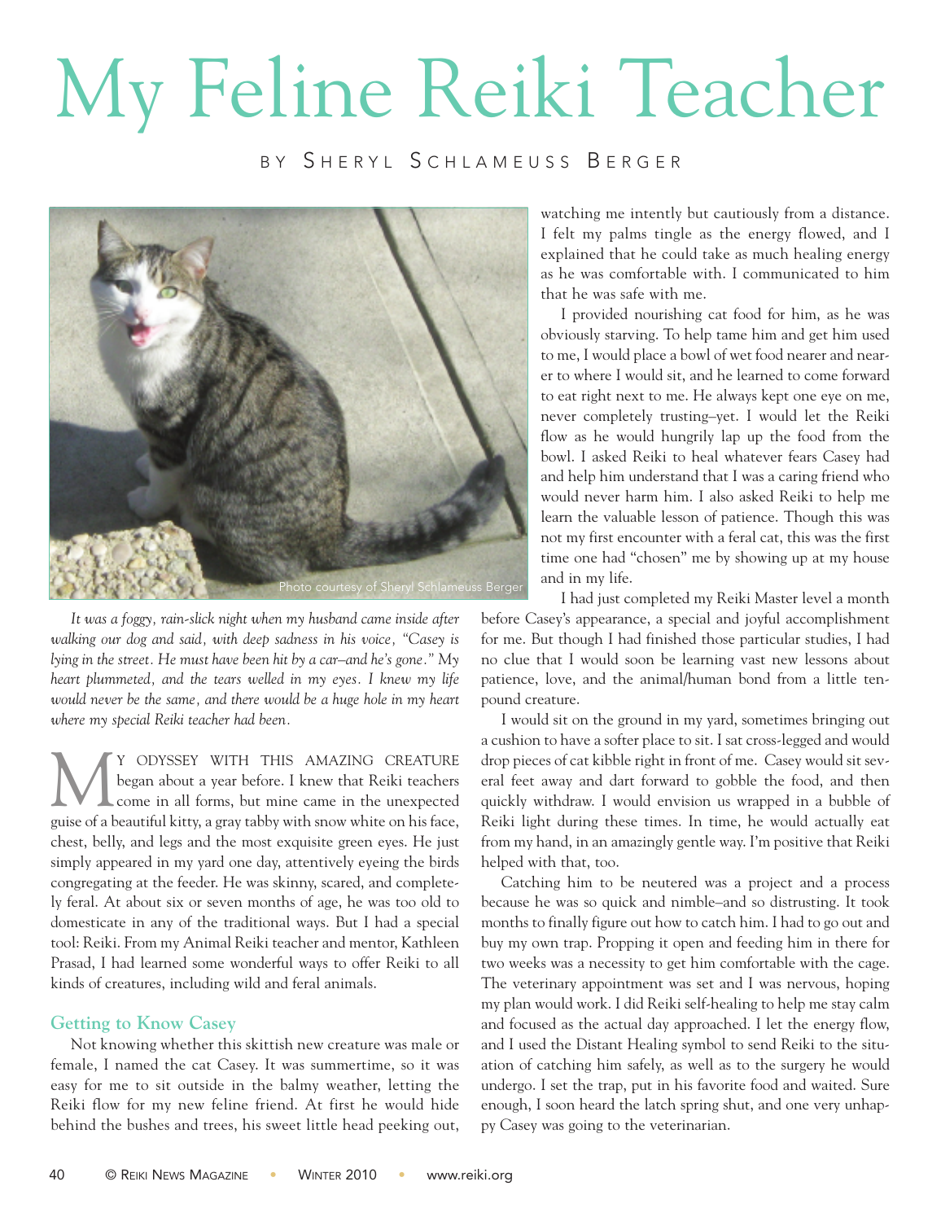# My Feline Reiki Teacher

BY SHERYL SCHLAMEUSS BERGER

Photo courtesy of Sheryl Schlameuss Berger

*It was a foggy, rain-slick night when my husband came inside after walking our dog and said, with deep sadness in his voice, "Casey is lying in the street. He must have been hit by a car—and he's gone." My heart plummeted, and the tears welled in my eyes. I knew my life would never be the same, and there would be a huge hole in my heart where my special Reiki teacher had been.*

MY ODYSSEY WITH THIS AMAZING CREATURE began about a year before. I knew that Reiki teachers come in all forms, but mine came in the unexpected guise of a beautiful kitty, a gray tabby with snow white on his face, chest, belly, and legs and the most exquisite green eyes. He just simply appeared in my yard one day, attentively eyeing the birds congregating at the feeder. He was skinny, scared, and completely feral. At about six or seven months of age, he was too old to domesticate in any of the traditional ways. But I had a special tool: Reiki. From my Animal Reiki teacher and mentor, Kathleen Prasad, I had learned some wonderful ways to offer Reiki to all kinds of creatures, including wild and feral animals.

## Getting to Know Casey

Not knowing whether this skittish new creature was male or female, I named the cat Casey. It was summertime, so it was easy for me to sit outside in the balmy weather, letting the Reiki flow for my new feline friend. At first he would hide behind the bushes and trees, his sweet little head peeking out, watching me intently but cautiously from a distance. I felt my palms tingle as the energy flowed, and I explained that he could take as much healing energy as he was comfortable with. I communicated to him that he was safe with me.

I provided nourishing cat food for him, as he was obviously starving. To help tame him and get him used to me, I would place a bowl of wet food nearer and nearer to where I would sit, and he learned to come forward to eat right next to me. He always kept one eye on me, never completely trusting–yet. I would let the Reiki flow as he would hungrily lap up the food from the bowl. I asked Reiki to heal whatever fears Casey had and help him understand that I was a caring friend who would never harm him. I also asked Reiki to help me learn the valuable lesson of patience. Though this was not my first encounter with a feral cat, this was the first time one had "chosen" me by showing up at my house and in my life.

I had just completed my Reiki Master level a month before Casey's appearance, a special and joyful accomplishment for me. But though I had finished those particular studies, I had no clue that I would soon be learning vast new lessons about patience, love, and the animal/human bond from a little ten-pound creature.

I would sit on the ground in my yard, sometimes bringing out a cushion to have a softer place to sit. I sat cross-legged and would drop pieces of cat kibble right in front of me. Casey would sit several feet away and dart forward to gobble the food, and then quickly withdraw. I would envision us wrapped in a bubble of Reiki light during these times. In time, he would actually eat from my hand, in an amazingly gentle way. I'm positive that Reiki helped with that, too.

Catching him to be neutered was a project and a process because he was so quick and nimble–and so distrusting. It took months to finally figure out how to catch him. I had to go out and buy my own trap. Propping it open and feeding him in there for two weeks was a necessity to get him comfortable with the cage. The veterinary appointment was set and I was nervous, hoping my plan would work. I did Reiki self-healing to help me stay calm and focused as the actual day approached. I let the energy flow, and I used the Distant Healing symbol to send Reiki to the situation of catching him safely, as well as to the surgery he would undergo. I set the trap, put in his favorite food and waited. Sure enough, I soon heard the latch spring shut, and one very unhappy Casey was going to the veterinarian.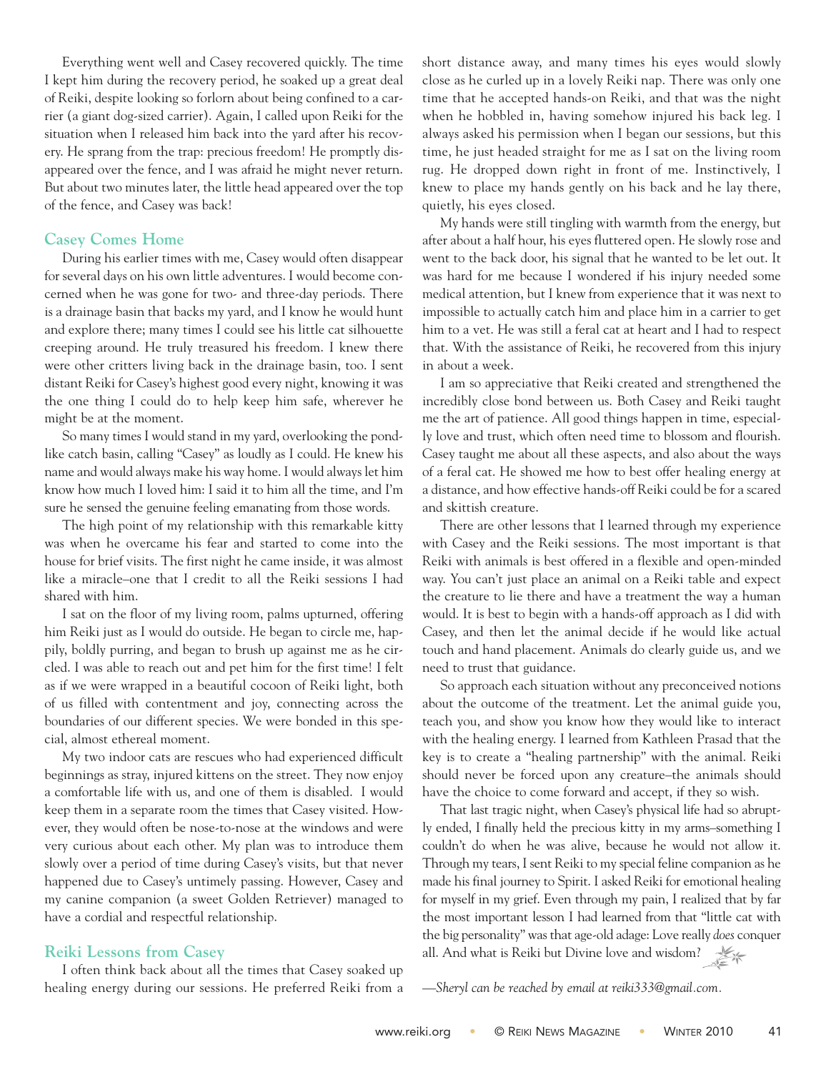Everything went well and Casey recovered quickly. The time I kept him during the recovery period, he soaked up a great deal of Reiki, despite looking so forlorn about being confined to a carrier (a giant dog-sized carrier). Again, I called upon Reiki for the situation when I released him back into the yard after his recovery. He sprang from the trap: precious freedom! He promptly disappeared over the fence, and I was afraid he might never return. But about two minutes later, the little head appeared over the top of the fence, and Casey was back!

## Casey Comes Home

During his earlier times with me, Casey would often disappear for several days on his own little adventures. I would become concerned when he was gone for two- and three-day periods. There is a drainage basin that backs my yard, and I know he would hunt and explore there; many times I could see his little cat silhouette creeping around. He truly treasured his freedom. I knew there were other critters living back in the drainage basin, too. I sent distant Reiki for Casey's highest good every night, knowing it was the one thing I could do to help keep him safe, wherever he might be at the moment.

So many times I would stand in my yard, overlooking the pond-like catch basin, calling "Casey" as loudly as I could. He knew his name and would always make his way home. I would always let him know how much I loved him: I said it to him all the time, and I'm sure he sensed the genuine feeling emanating from those words.

The high point of my relationship with this remarkable kitty was when he overcame his fear and started to come into the house for brief visits. The first night he came inside, it was almost like a miracle–one that I credit to all the Reiki sessions I had shared with him.

I sat on the floor of my living room, palms upturned, offering him Reiki just as I would do outside. He began to circle me, happily, boldly purring, and began to brush up against me as he circled. I was able to reach out and pet him for the first time! I felt as if we were wrapped in a beautiful cocoon of Reiki light, both of us filled with contentment and joy, connecting across the boundaries of our different species. We were bonded in this special, almost ethereal moment.

My two indoor cats are rescues who had experienced difficult beginnings as stray, injured kittens on the street. They now enjoy a comfortable life with us, and one of them is disabled. I would keep them in a separate room the times that Casey visited. However, they would often be nose-to-nose at the windows and were very curious about each other. My plan was to introduce them slowly over a period of time during Casey's visits, but that never happened due to Casey's untimely passing. However, Casey and my canine companion (a sweet Golden Retriever) managed to have a cordial and respectful relationship.

## Reiki Lessons from Casey

I often think back about all the times that Casey soaked up healing energy during our sessions. He preferred Reiki from a short distance away, and many times his eyes would slowly close as he curled up in a lovely Reiki nap. There was only one time that he accepted hands-on Reiki, and that was the night when he hobbled in, having somehow injured his back leg. I always asked his permission when I began our sessions, but this time, he just headed straight for me as I sat on the living room rug. He dropped down right in front of me. Instinctively, I knew to place my hands gently on his back and he lay there, quietly, his eyes closed.

My hands were still tingling with warmth from the energy, but after about a half hour, his eyes fluttered open. He slowly rose and went to the back door, his signal that he wanted to be let out. It was hard for me because I wondered if his injury needed some medical attention, but I knew from experience that it was next to impossible to actually catch him and place him in a carrier to get him to a vet. He was still a feral cat at heart and I had to respect that. With the assistance of Reiki, he recovered from this injury in about a week.

I am so appreciative that Reiki created and strengthened the incredibly close bond between us. Both Casey and Reiki taught me the art of patience. All good things happen in time, especially love and trust, which often need time to blossom and flourish. Casey taught me about all these aspects, and also about the ways of a feral cat. He showed me how to best offer healing energy at a distance, and how effective hands-off Reiki could be for a scared and skittish creature.

There are other lessons that I learned through my experience with Casey and the Reiki sessions. The most important is that Reiki with animals is best offered in a flexible and open-minded way. You can't just place an animal on a Reiki table and expect the creature to lie there and have a treatment the way a human would. It is best to begin with a hands-off approach as I did with Casey, and then let the animal decide if he would like actual touch and hand placement. Animals do clearly guide us, and we need to trust that guidance.

So approach each situation without any preconceived notions about the outcome of the treatment. Let the animal guide you, teach you, and show you know how they would like to interact with the healing energy. I learned from Kathleen Prasad that the key is to create a "healing partnership" with the animal. Reiki should never be forced upon any creature–the animals should have the choice to come forward and accept, if they so wish.

That last tragic night, when Casey's physical life had so abruptly ended, I finally held the precious kitty in my arms–something I couldn't do when he was alive, because he would not allow it. Through my tears, I sent Reiki to my special feline companion as he made his final journey to Spirit. I asked Reiki for emotional healing for myself in my grief. Even through my pain, I realized that by far the most important lesson I had learned from that "little cat with the big personality" was that age-old adage: Love really *does* conquer all. And what is Reiki but Divine love and wisdom?

*—Sheryl can be reached by email at reiki333@gmail.com.*